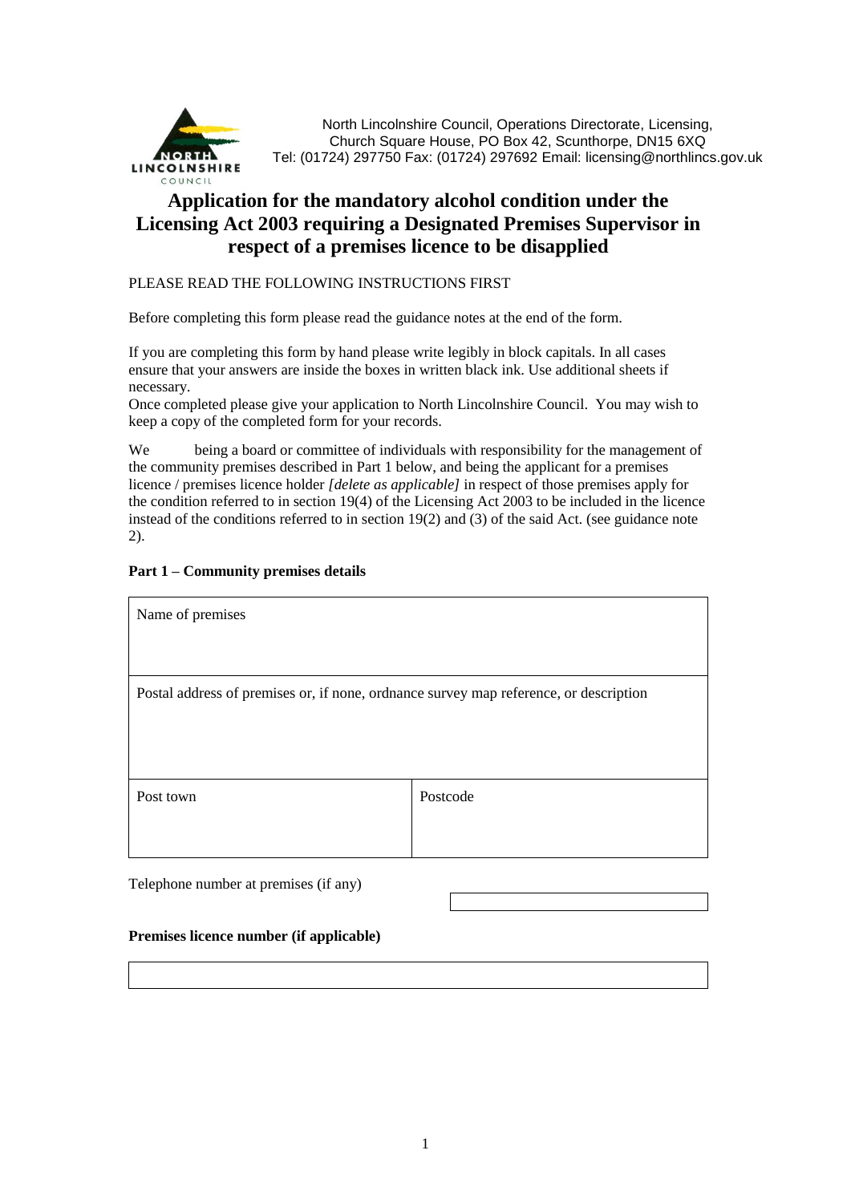North Lincolnshire Council, Operations Directorate, Licensing, Church Square House, PO Box 42, Scunthorpe, DN15 6XQ
Tel: (01724) 297750 Fax: (01724) 297692 Email: licensing@northlincs.gov.uk

# Application for the mandatory alcohol condition under the Licensing Act 2003 requiring a Designated Premises Supervisor in respect of a premises licence to be disapplied

PLEASE READ THE FOLLOWING INSTRUCTIONS FIRST

Before completing this form please read the guidance notes at the end of the form.

If you are completing this form by hand please write legibly in block capitals. In all cases ensure that your answers are inside the boxes in written black ink. Use additional sheets if necessary.
Once completed please give your application to North Lincolnshire Council. You may wish to keep a copy of the completed form for your records.

We being a board or committee of individuals with responsibility for the management of the community premises described in Part 1 below, and being the applicant for a premises licence / premises licence holder *[delete as applicable]* in respect of those premises apply for the condition referred to in section 19(4) of the Licensing Act 2003 to be included in the licence instead of the conditions referred to in section 19(2) and (3) of the said Act. (see guidance note 2).

**Part 1 – Community premises details**

| Name of premises | |
|---|---|
| Postal address of premises or, if none, ordnance survey map reference, or description | |
| Post town | Postcode |

Telephone number at premises (if any)

**Premises licence number (if applicable)**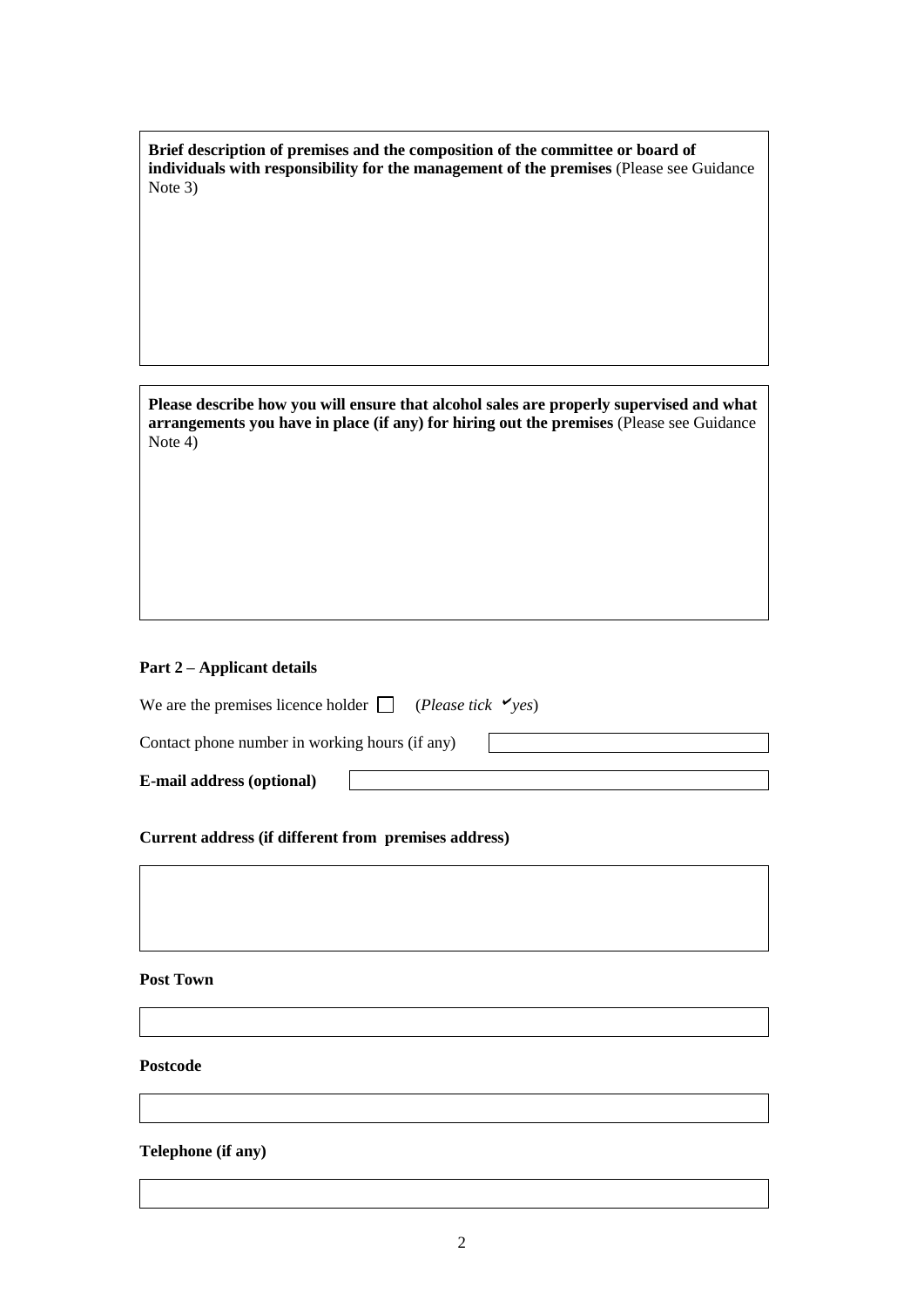**Brief description of premises and the composition of the committee or board of individuals with responsibility for the management of the premises** (Please see Guidance Note 3)

**Please describe how you will ensure that alcohol sales are properly supervised and what arrangements you have in place (if any) for hiring out the premises** (Please see Guidance Note 4)

## Part 2 – Applicant details

We are the premises licence holder ☐ (*Please tick ✔yes*)

Contact phone number in working hours (if any)

**E-mail address (optional)**

**Current address (if different from premises address)**

**Post Town**

**Postcode**

**Telephone (if any)**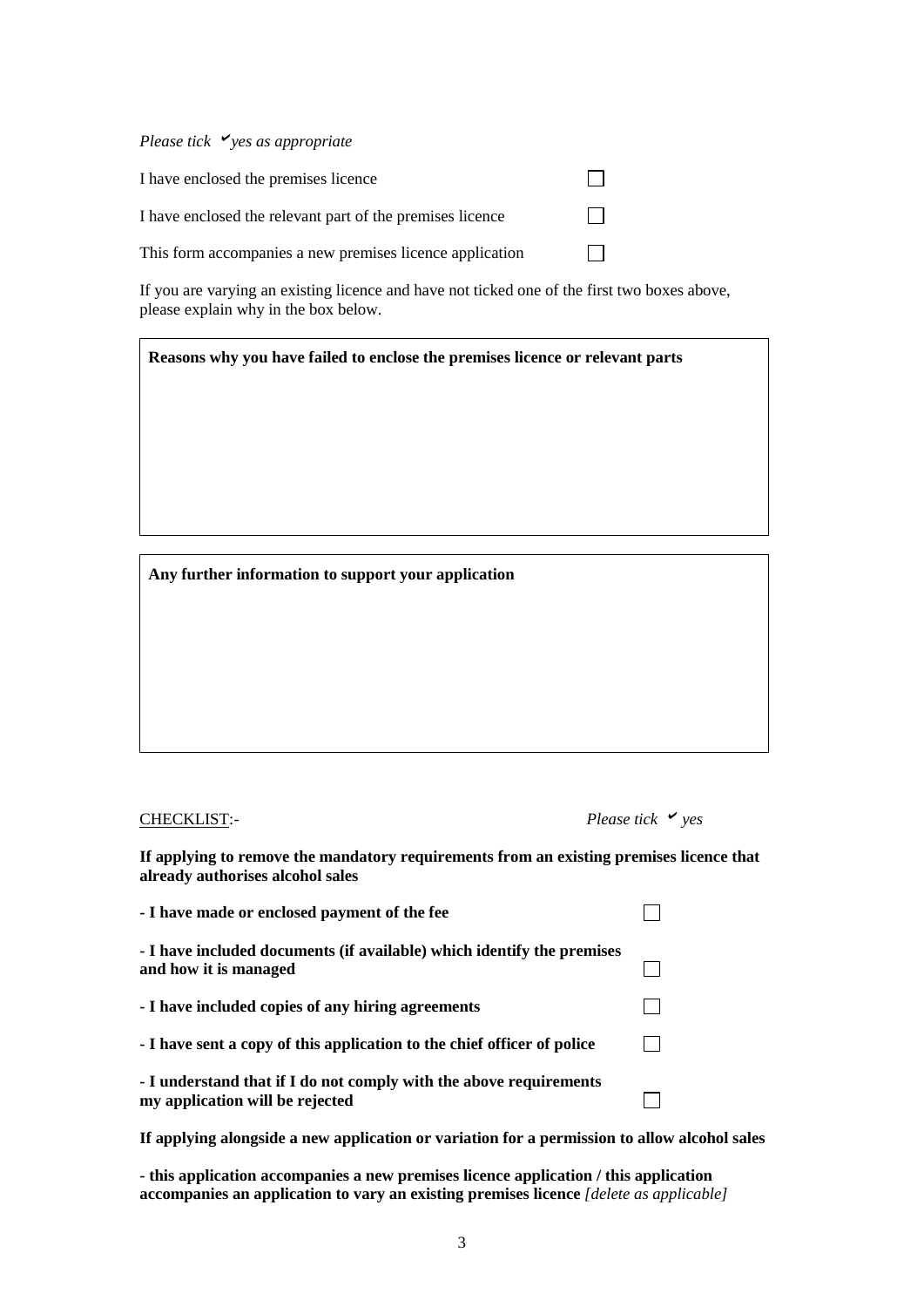*Please tick ✔ yes as appropriate*

I have enclosed the premises licence ☐

I have enclosed the relevant part of the premises licence ☐

This form accompanies a new premises licence application ☐

If you are varying an existing licence and have not ticked one of the first two boxes above, please explain why in the box below.

| **Reasons why you have failed to enclose the premises licence or relevant parts** |
|---|
| |

| **Any further information to support your application** |
|---|
| |

CHECKLIST:- *Please tick ✔ yes*

**If applying to remove the mandatory requirements from an existing premises licence that already authorises alcohol sales**

**- I have made or enclosed payment of the fee** ☐

**- I have included documents (if available) which identify the premises and how it is managed** ☐

**- I have included copies of any hiring agreements** ☐

**- I have sent a copy of this application to the chief officer of police** ☐

**- I understand that if I do not comply with the above requirements my application will be rejected** ☐

**If applying alongside a new application or variation for a permission to allow alcohol sales**

**- this application accompanies a new premises licence application / this application accompanies an application to vary an existing premises licence** *[delete as applicable]*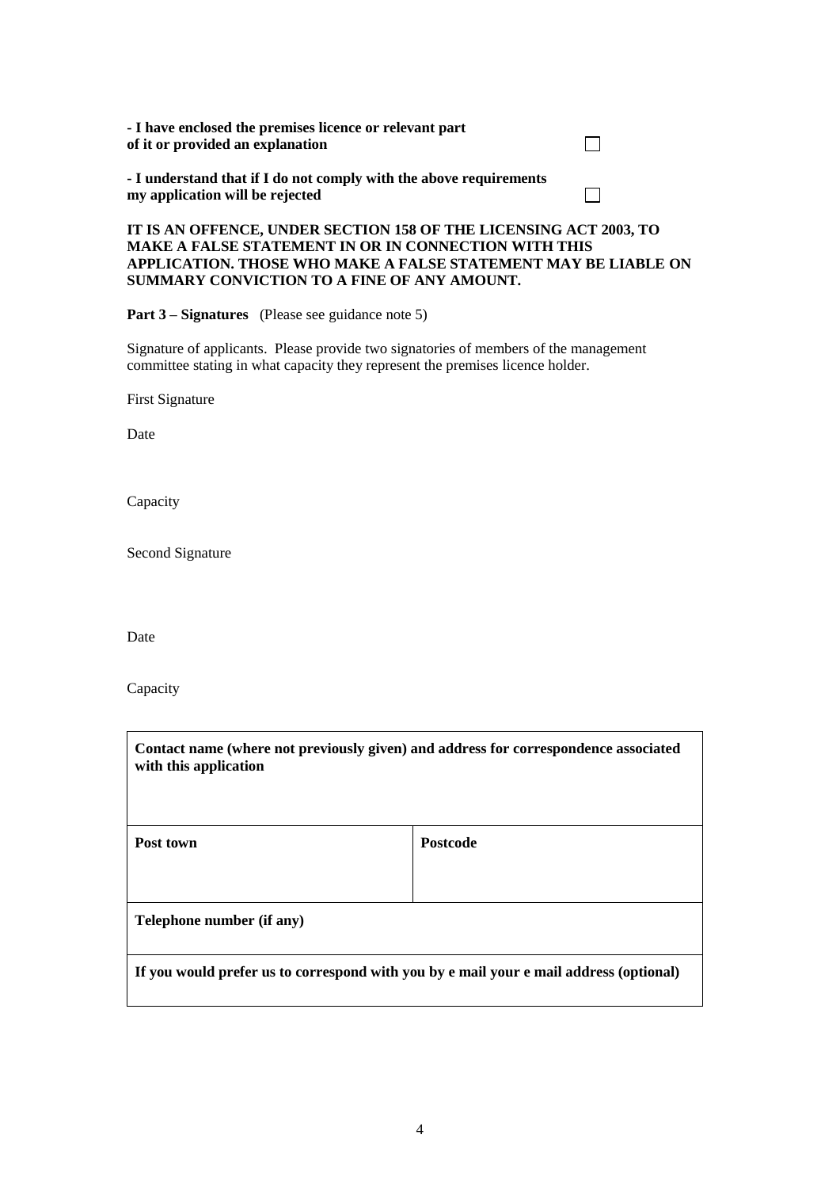**- I have enclosed the premises licence or relevant part of it or provided an explanation** ☐

**- I understand that if I do not comply with the above requirements my application will be rejected** ☐

**IT IS AN OFFENCE, UNDER SECTION 158 OF THE LICENSING ACT 2003, TO MAKE A FALSE STATEMENT IN OR IN CONNECTION WITH THIS APPLICATION. THOSE WHO MAKE A FALSE STATEMENT MAY BE LIABLE ON SUMMARY CONVICTION TO A FINE OF ANY AMOUNT.**

**Part 3 – Signatures** (Please see guidance note 5)

Signature of applicants. Please provide two signatories of members of the management committee stating in what capacity they represent the premises licence holder.

First Signature

Date

Capacity

Second Signature

Date

Capacity

| **Contact name (where not previously given) and address for correspondence associated with this application** | |
|---|---|
| **Post town** | **Postcode** |
| **Telephone number (if any)** | |
| **If you would prefer us to correspond with you by e mail your e mail address (optional)** | |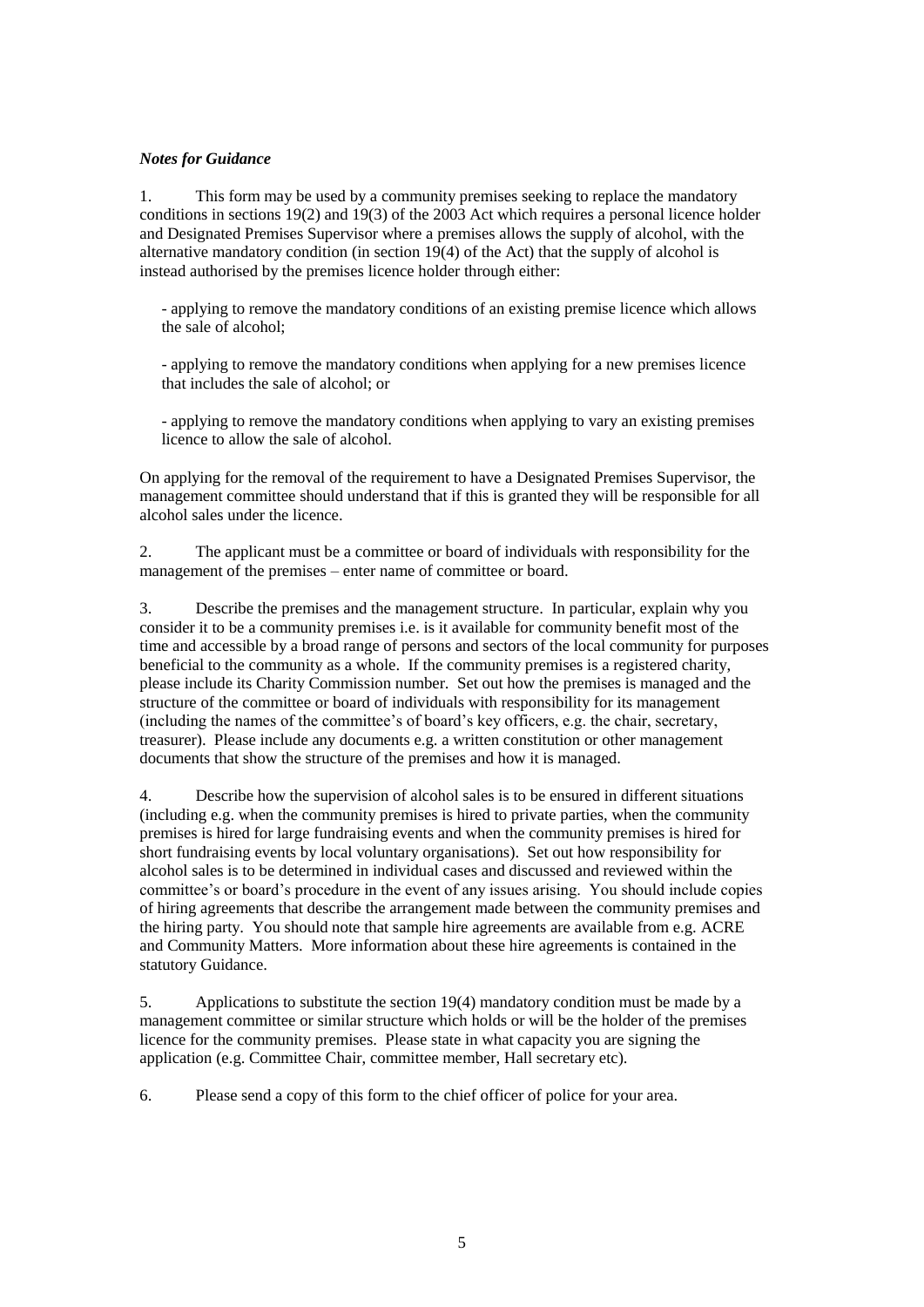***Notes for Guidance***

1. This form may be used by a community premises seeking to replace the mandatory conditions in sections 19(2) and 19(3) of the 2003 Act which requires a personal licence holder and Designated Premises Supervisor where a premises allows the supply of alcohol, with the alternative mandatory condition (in section 19(4) of the Act) that the supply of alcohol is instead authorised by the premises licence holder through either:

   - applying to remove the mandatory conditions of an existing premise licence which allows the sale of alcohol;

   - applying to remove the mandatory conditions when applying for a new premises licence that includes the sale of alcohol; or

   - applying to remove the mandatory conditions when applying to vary an existing premises licence to allow the sale of alcohol.

On applying for the removal of the requirement to have a Designated Premises Supervisor, the management committee should understand that if this is granted they will be responsible for all alcohol sales under the licence.

2. The applicant must be a committee or board of individuals with responsibility for the management of the premises – enter name of committee or board.

3. Describe the premises and the management structure. In particular, explain why you consider it to be a community premises i.e. is it available for community benefit most of the time and accessible by a broad range of persons and sectors of the local community for purposes beneficial to the community as a whole. If the community premises is a registered charity, please include its Charity Commission number. Set out how the premises is managed and the structure of the committee or board of individuals with responsibility for its management (including the names of the committee's of board's key officers, e.g. the chair, secretary, treasurer). Please include any documents e.g. a written constitution or other management documents that show the structure of the premises and how it is managed.

4. Describe how the supervision of alcohol sales is to be ensured in different situations (including e.g. when the community premises is hired to private parties, when the community premises is hired for large fundraising events and when the community premises is hired for short fundraising events by local voluntary organisations). Set out how responsibility for alcohol sales is to be determined in individual cases and discussed and reviewed within the committee's or board's procedure in the event of any issues arising. You should include copies of hiring agreements that describe the arrangement made between the community premises and the hiring party. You should note that sample hire agreements are available from e.g. ACRE and Community Matters. More information about these hire agreements is contained in the statutory Guidance.

5. Applications to substitute the section 19(4) mandatory condition must be made by a management committee or similar structure which holds or will be the holder of the premises licence for the community premises. Please state in what capacity you are signing the application (e.g. Committee Chair, committee member, Hall secretary etc).

6. Please send a copy of this form to the chief officer of police for your area.